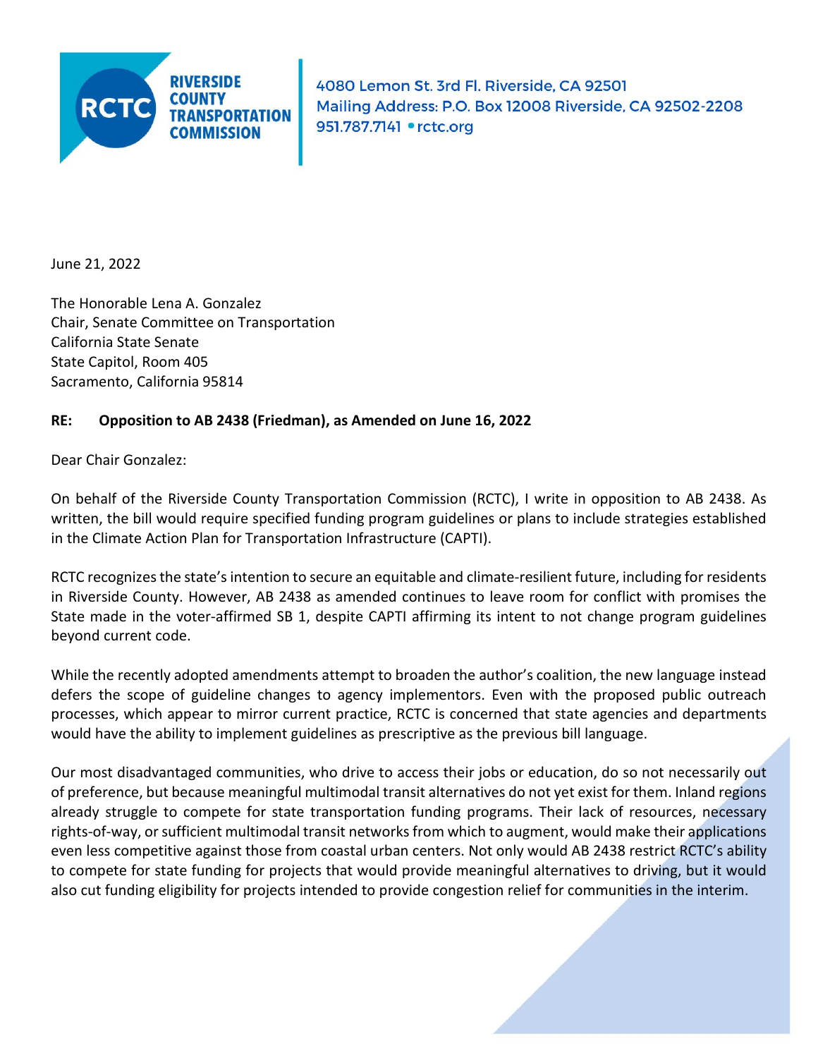**RIVERSIDE COUNTY TRANSPORTATION COMMISSION**

4080 Lemon St. 3rd Fl. Riverside, CA 92501
Mailing Address: P.O. Box 12008 Riverside, CA 92502-2208
951.787.7141 • rctc.org

June 21, 2022

The Honorable Lena A. Gonzalez
Chair, Senate Committee on Transportation
California State Senate
State Capitol, Room 405
Sacramento, California 95814

**RE: Opposition to AB 2438 (Friedman), as Amended on June 16, 2022**

Dear Chair Gonzalez:

On behalf of the Riverside County Transportation Commission (RCTC), I write in opposition to AB 2438. As written, the bill would require specified funding program guidelines or plans to include strategies established in the Climate Action Plan for Transportation Infrastructure (CAPTI).

RCTC recognizes the state's intention to secure an equitable and climate-resilient future, including for residents in Riverside County. However, AB 2438 as amended continues to leave room for conflict with promises the State made in the voter-affirmed SB 1, despite CAPTI affirming its intent to not change program guidelines beyond current code.

While the recently adopted amendments attempt to broaden the author's coalition, the new language instead defers the scope of guideline changes to agency implementors. Even with the proposed public outreach processes, which appear to mirror current practice, RCTC is concerned that state agencies and departments would have the ability to implement guidelines as prescriptive as the previous bill language.

Our most disadvantaged communities, who drive to access their jobs or education, do so not necessarily out of preference, but because meaningful multimodal transit alternatives do not yet exist for them. Inland regions already struggle to compete for state transportation funding programs. Their lack of resources, necessary rights-of-way, or sufficient multimodal transit networks from which to augment, would make their applications even less competitive against those from coastal urban centers. Not only would AB 2438 restrict RCTC's ability to compete for state funding for projects that would provide meaningful alternatives to driving, but it would also cut funding eligibility for projects intended to provide congestion relief for communities in the interim.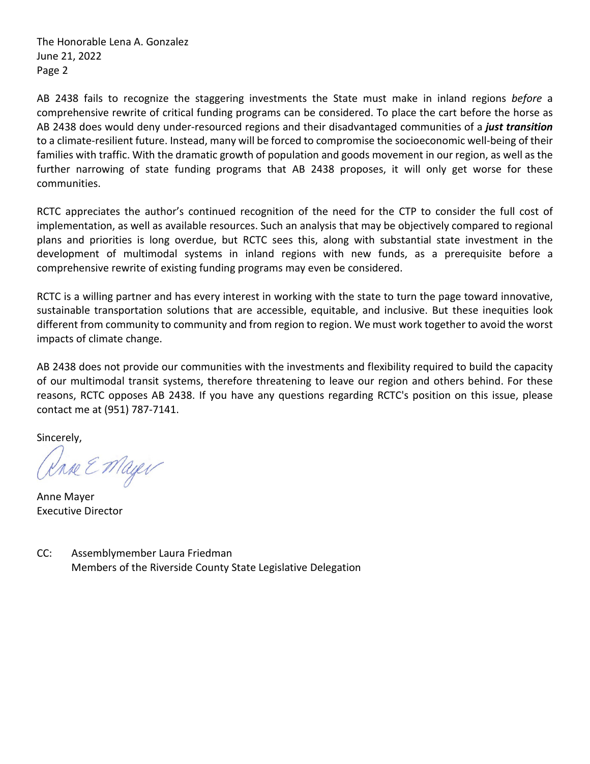AB 2438 fails to recognize the staggering investments the State must make in inland regions *before* a comprehensive rewrite of critical funding programs can be considered. To place the cart before the horse as AB 2438 does would deny under-resourced regions and their disadvantaged communities of a ***just transition*** to a climate-resilient future. Instead, many will be forced to compromise the socioeconomic well-being of their families with traffic. With the dramatic growth of population and goods movement in our region, as well as the further narrowing of state funding programs that AB 2438 proposes, it will only get worse for these communities.

RCTC appreciates the author's continued recognition of the need for the CTP to consider the full cost of implementation, as well as available resources. Such an analysis that may be objectively compared to regional plans and priorities is long overdue, but RCTC sees this, along with substantial state investment in the development of multimodal systems in inland regions with new funds, as a prerequisite before a comprehensive rewrite of existing funding programs may even be considered.

RCTC is a willing partner and has every interest in working with the state to turn the page toward innovative, sustainable transportation solutions that are accessible, equitable, and inclusive. But these inequities look different from community to community and from region to region. We must work together to avoid the worst impacts of climate change.

AB 2438 does not provide our communities with the investments and flexibility required to build the capacity of our multimodal transit systems, therefore threatening to leave our region and others behind. For these reasons, RCTC opposes AB 2438. If you have any questions regarding RCTC's position on this issue, please contact me at (951) 787-7141.

Sincerely,

Anne E Mayer

Anne Mayer
Executive Director

CC: Assemblymember Laura Friedman
Members of the Riverside County State Legislative Delegation